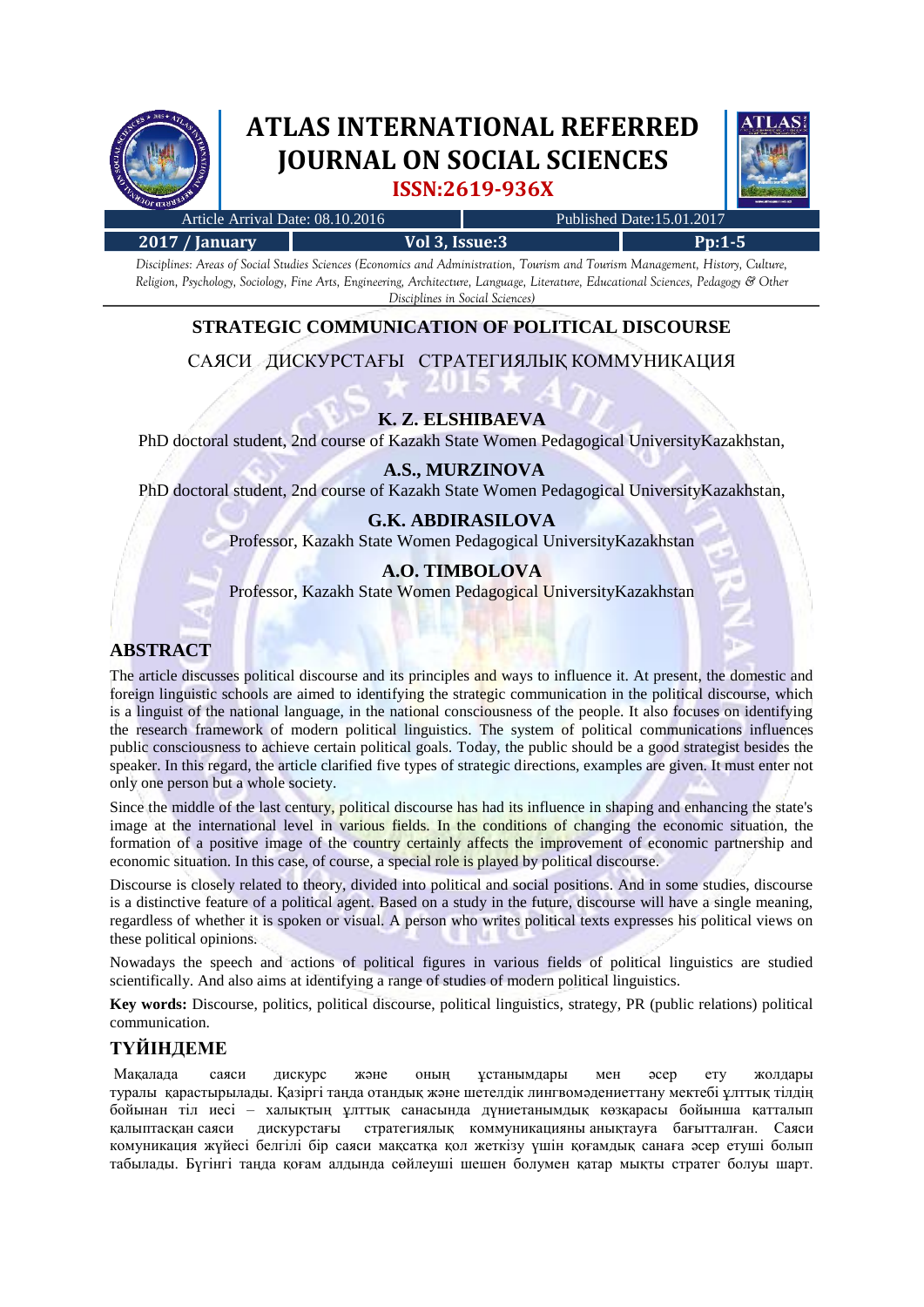# ATLAS INTERNATIONAL REFERRED JOURNAL ON SOCIAL SCIENCES

**ISSN:2619-936X**

Article Arrival Date: 08.10.2016 | Published Date:15.01.2017

2017 / January | Vol 3, Issue:3 | Pp:1-5

*Disciplines: Areas of Social Studies Sciences (Economics and Administration, Tourism and Tourism Management, History, Culture, Religion, Psychology, Sociology, Fine Arts, Engineering, Architecture, Language, Literature, Educational Sciences, Pedagogy & Other Disciplines in Social Sciences)*

## STRATEGIC COMMUNICATION OF POLITICAL DISCOURSE

САЯСИ ДИСКУРСТАҒЫ СТРАТЕГИЯЛЫҚ КОММУНИКАЦИЯ

**K. Z. ELSHIBAEVA**

PhD doctoral student, 2nd course of Kazakh State Women Pedagogical UniversityKazakhstan,

**A.S., MURZINOVA**

PhD doctoral student, 2nd course of Kazakh State Women Pedagogical UniversityKazakhstan,

**G.K. ABDIRASILOVA**

Professor, Kazakh State Women Pedagogical UniversityKazakhstan

**A.O. TIMBOLOVA**

Professor, Kazakh State Women Pedagogical UniversityKazakhstan

## ABSTRACT

The article discusses political discourse and its principles and ways to influence it. At present, the domestic and foreign linguistic schools are aimed to identifying the strategic communication in the political discourse, which is a linguist of the national language, in the national consciousness of the people. It also focuses on identifying the research framework of modern political linguistics. The system of political communications influences public consciousness to achieve certain political goals. Today, the public should be a good strategist besides the speaker. In this regard, the article clarified five types of strategic directions, examples are given. It must enter not only one person but a whole society.

Since the middle of the last century, political discourse has had its influence in shaping and enhancing the state's image at the international level in various fields. In the conditions of changing the economic situation, the formation of a positive image of the country certainly affects the improvement of economic partnership and economic situation. In this case, of course, a special role is played by political discourse.

Discourse is closely related to theory, divided into political and social positions. And in some studies, discourse is a distinctive feature of a political agent. Based on a study in the future, discourse will have a single meaning, regardless of whether it is spoken or visual. A person who writes political texts expresses his political views on these political opinions.

Nowadays the speech and actions of political figures in various fields of political linguistics are studied scientifically. And also aims at identifying a range of studies of modern political linguistics.

**Key words:** Discourse, politics, political discourse, political linguistics, strategy, PR (public relations) political communication.

## ТҮЙІНДЕМЕ

Мақалада саяси дискурс және оның ұстанымдары мен әсер ету жолдары туралы қарастырылады. Қазіргі таңда отандық және шетелдік лингвомәдениеттану мектебі ұлттық тілдің бойынан тіл иесі – халықтың ұлттық санасында дүниетанымдық көзқарасы бойынша қалыптасқан саяси дискурстағы стратегиялық коммуникацияны анықтауға бағытталған. Саяси комуникация жүйесі белгілі бір саяси мақсатқа қол жеткізу үшін қоғамдық санаға әсер етуші болып табылады. Бүгінгі таңда қоғам алдында сөйлеуші шешен болумен қатар мықты стратег болуы шарт.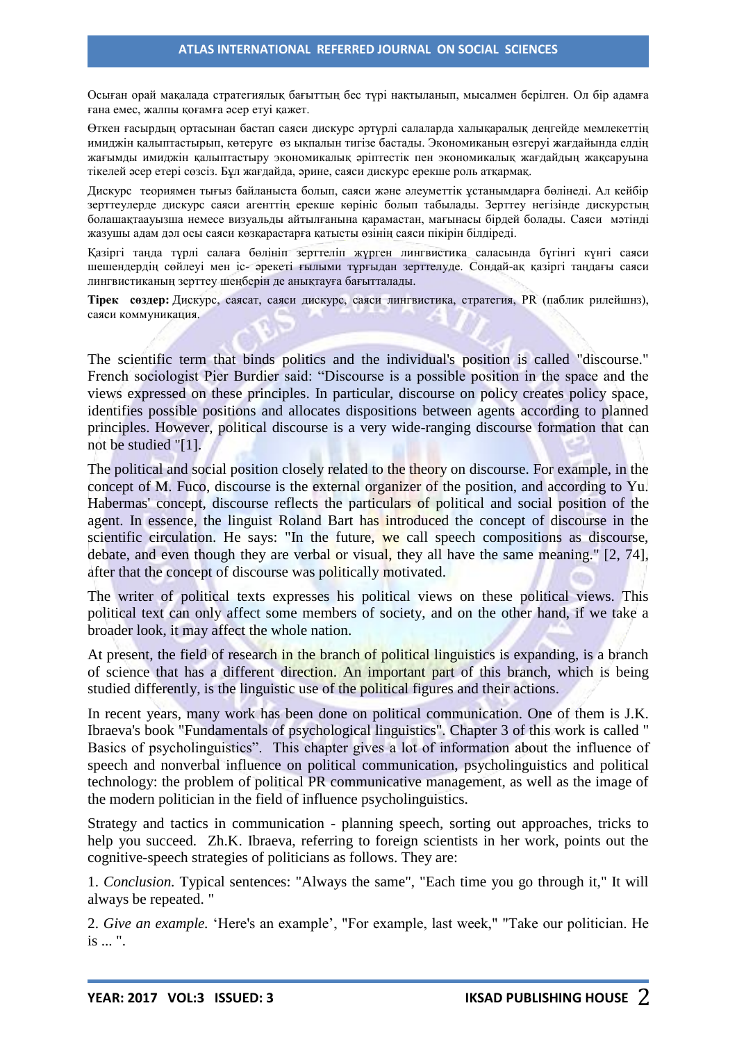Осыған орай мақалада стратегиялық бағыттың бес түрі нақтыланып, мысалмен берілген. Ол бір адамға ғана емес, жалпы қоғамға әсер етуі қажет.

Өткен ғасырдың ортасынан бастап саяси дискурс әртүрлі салаларда халықаралық деңгейде мемлекеттің имиджін қалыптастырып, көтеруге өз ықпалын тигізе бастады. Экономиканың өзгеруі жағдайында елдің жағымды имиджін қалыптастыру экономикалық әріптестік пен экономикалық жағдайдың жақсаруына тікелей әсер етері сөзсіз. Бұл жағдайда, әрине, саяси дискурс ерекше роль атқармақ.

Дискурс теориямен тығыз байланыста болып, саяси және әлеуметтік ұстанымдарға бөлінеді. Ал кейбір зерттеулерде дискурс саяси агенттің ерекше көрініс болып табылады. Зерттеу негізінде дискурстың болашақтааузша немесе визуальды айтылғанына қарамастан, мағынасы бірдей болады. Саяси мәтінді жазушы адам дәл осы саяси көзқарастарға қатысты өзінің саяси пікірін білдіреді.

Қазіргі таңда түрлі салаға бөлініп зерттеліп жүрген лингвистика саласында бүгінгі күнгі саяси шешендердің сөйлеуі мен іс- әрекеті ғылыми тұрғыдан зерттелуде. Сондай-ақ қазіргі таңдағы саяси лингвистиканың зерттеу шеңберін де анықтауға бағытталады.

**Тірек сөздер:** Дискурс, саясат, саяси дискурс, саяси лингвистика, стратегия, PR (паблик рилейшнз), саяси коммуникация.

The scientific term that binds politics and the individual's position is called "discourse." French sociologist Pier Burdier said: "Discourse is a possible position in the space and the views expressed on these principles. In particular, discourse on policy creates policy space, identifies possible positions and allocates dispositions between agents according to planned principles. However, political discourse is a very wide-ranging discourse formation that can not be studied "[1].

The political and social position closely related to the theory on discourse. For example, in the concept of M. Fuco, discourse is the external organizer of the position, and according to Yu. Habermas' concept, discourse reflects the particulars of political and social position of the agent. In essence, the linguist Roland Bart has introduced the concept of discourse in the scientific circulation. He says: "In the future, we call speech compositions as discourse, debate, and even though they are verbal or visual, they all have the same meaning." [2, 74], after that the concept of discourse was politically motivated.

The writer of political texts expresses his political views on these political views. This political text can only affect some members of society, and on the other hand, if we take a broader look, it may affect the whole nation.

At present, the field of research in the branch of political linguistics is expanding, is a branch of science that has a different direction. An important part of this branch, which is being studied differently, is the linguistic use of the political figures and their actions.

In recent years, many work has been done on political communication. One of them is J.K. Ibraeva's book "Fundamentals of psychological linguistics". Chapter 3 of this work is called " Basics of psycholinguistics". This chapter gives a lot of information about the influence of speech and nonverbal influence on political communication, psycholinguistics and political technology: the problem of political PR communicative management, as well as the image of the modern politician in the field of influence psycholinguistics.

Strategy and tactics in communication - planning speech, sorting out approaches, tricks to help you succeed. Zh.K. Ibraeva, referring to foreign scientists in her work, points out the cognitive-speech strategies of politicians as follows. They are:

1. *Conclusion.* Typical sentences: "Always the same", "Each time you go through it," It will always be repeated. "

2. *Give an example.* 'Here's an example', "For example, last week," "Take our politician. He is ... ".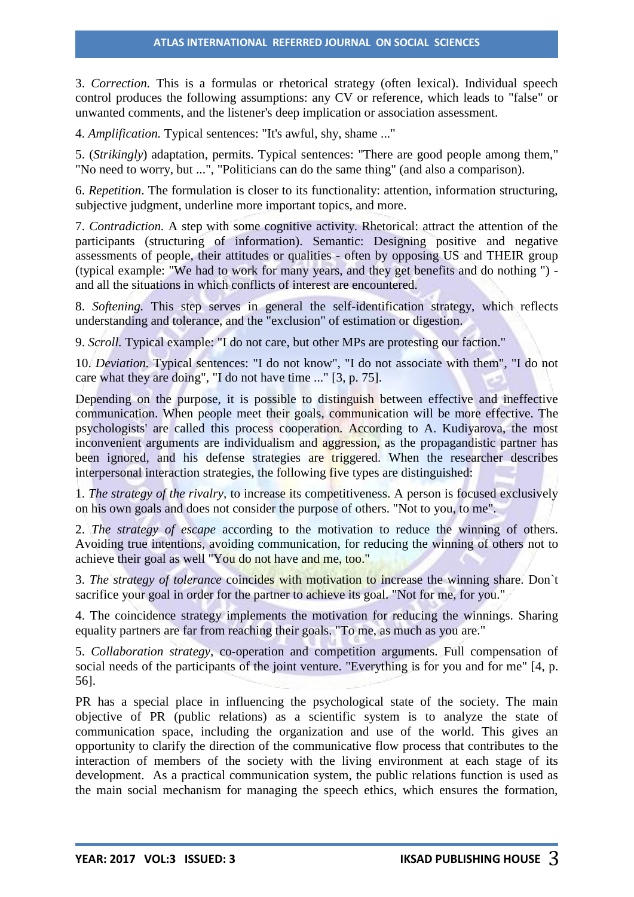3. *Correction.* This is a formulas or rhetorical strategy (often lexical). Individual speech control produces the following assumptions: any CV or reference, which leads to "false" or unwanted comments, and the listener's deep implication or association assessment.

4. *Amplification.* Typical sentences: "It's awful, shy, shame ..."

5. (*Strikingly*) adaptation, permits. Typical sentences: "There are good people among them," "No need to worry, but ...", "Politicians can do the same thing" (and also a comparison).

6. *Repetition*. The formulation is closer to its functionality: attention, information structuring, subjective judgment, underline more important topics, and more.

7. *Contradiction.* A step with some cognitive activity. Rhetorical: attract the attention of the participants (structuring of information). Semantic: Designing positive and negative assessments of people, their attitudes or qualities - often by opposing US and THEIR group (typical example: "We had to work for many years, and they get benefits and do nothing ") - and all the situations in which conflicts of interest are encountered.

8. *Softening.* This step serves in general the self-identification strategy, which reflects understanding and tolerance, and the "exclusion" of estimation or digestion.

9. *Scroll.* Typical example: "I do not care, but other MPs are protesting our faction."

10. *Deviation.* Typical sentences: "I do not know", "I do not associate with them", "I do not care what they are doing", "I do not have time ..." [3, p. 75].

Depending on the purpose, it is possible to distinguish between effective and ineffective communication. When people meet their goals, communication will be more effective. The psychologists' are called this process cooperation. According to A. Kudiyarova, the most inconvenient arguments are individualism and aggression, as the propagandistic partner has been ignored, and his defense strategies are triggered. When the researcher describes interpersonal interaction strategies, the following five types are distinguished:

1. *The strategy of the rivalry,* to increase its competitiveness. A person is focused exclusively on his own goals and does not consider the purpose of others. "Not to you, to me".

2. *The strategy of escape* according to the motivation to reduce the winning of others. Avoiding true intentions, avoiding communication, for reducing the winning of others not to achieve their goal as well "You do not have and me, too."

3. *The strategy of tolerance* coincides with motivation to increase the winning share. Don`t sacrifice your goal in order for the partner to achieve its goal. "Not for me, for you."

4. The coincidence strategy implements the motivation for reducing the winnings. Sharing equality partners are far from reaching their goals. "To me, as much as you are."

5. *Collaboration strategy,* co-operation and competition arguments. Full compensation of social needs of the participants of the joint venture. "Everything is for you and for me" [4, p. 56].

PR has a special place in influencing the psychological state of the society. The main objective of PR (public relations) as a scientific system is to analyze the state of communication space, including the organization and use of the world. This gives an opportunity to clarify the direction of the communicative flow process that contributes to the interaction of members of the society with the living environment at each stage of its development. As a practical communication system, the public relations function is used as the main social mechanism for managing the speech ethics, which ensures the formation,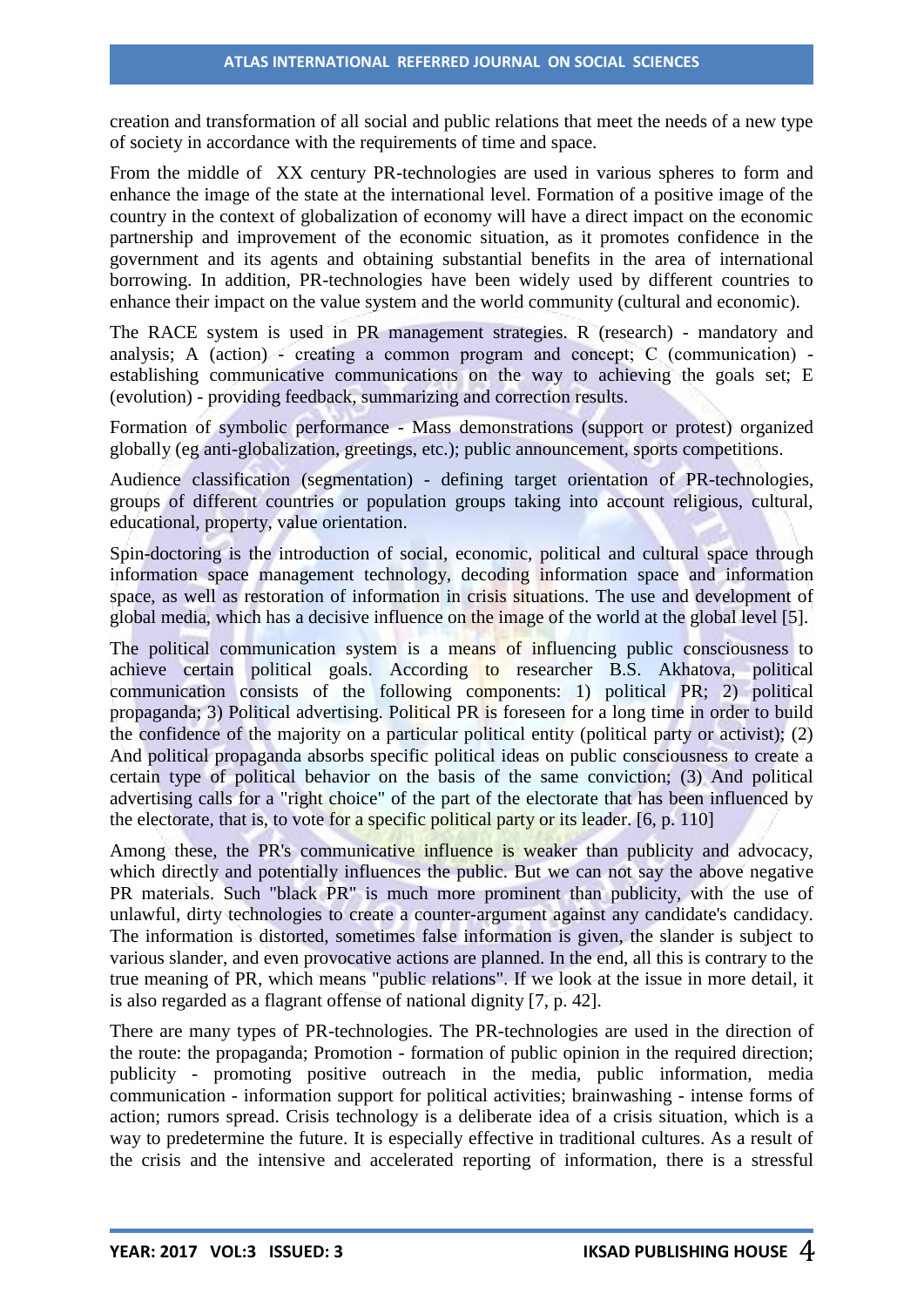creation and transformation of all social and public relations that meet the needs of a new type of society in accordance with the requirements of time and space.

From the middle of XX century PR-technologies are used in various spheres to form and enhance the image of the state at the international level. Formation of a positive image of the country in the context of globalization of economy will have a direct impact on the economic partnership and improvement of the economic situation, as it promotes confidence in the government and its agents and obtaining substantial benefits in the area of international borrowing. In addition, PR-technologies have been widely used by different countries to enhance their impact on the value system and the world community (cultural and economic).

The RACE system is used in PR management strategies. R (research) - mandatory and analysis; A (action) - creating a common program and concept; C (communication) - establishing communicative communications on the way to achieving the goals set; E (evolution) - providing feedback, summarizing and correction results.

Formation of symbolic performance - Mass demonstrations (support or protest) organized globally (eg anti-globalization, greetings, etc.); public announcement, sports competitions.

Audience classification (segmentation) - defining target orientation of PR-technologies, groups of different countries or population groups taking into account religious, cultural, educational, property, value orientation.

Spin-doctoring is the introduction of social, economic, political and cultural space through information space management technology, decoding information space and information space, as well as restoration of information in crisis situations. The use and development of global media, which has a decisive influence on the image of the world at the global level [5].

The political communication system is a means of influencing public consciousness to achieve certain political goals. According to researcher B.S. Akhatova, political communication consists of the following components: 1) political PR; 2) political propaganda; 3) Political advertising. Political PR is foreseen for a long time in order to build the confidence of the majority on a particular political entity (political party or activist); (2) And political propaganda absorbs specific political ideas on public consciousness to create a certain type of political behavior on the basis of the same conviction; (3) And political advertising calls for a "right choice" of the part of the electorate that has been influenced by the electorate, that is, to vote for a specific political party or its leader. [6, p. 110]

Among these, the PR's communicative influence is weaker than publicity and advocacy, which directly and potentially influences the public. But we can not say the above negative PR materials. Such "black PR" is much more prominent than publicity, with the use of unlawful, dirty technologies to create a counter-argument against any candidate's candidacy. The information is distorted, sometimes false information is given, the slander is subject to various slander, and even provocative actions are planned. In the end, all this is contrary to the true meaning of PR, which means "public relations". If we look at the issue in more detail, it is also regarded as a flagrant offense of national dignity [7, p. 42].

There are many types of PR-technologies. The PR-technologies are used in the direction of the route: the propaganda; Promotion - formation of public opinion in the required direction; publicity - promoting positive outreach in the media, public information, media communication - information support for political activities; brainwashing - intense forms of action; rumors spread. Crisis technology is a deliberate idea of a crisis situation, which is a way to predetermine the future. It is especially effective in traditional cultures. As a result of the crisis and the intensive and accelerated reporting of information, there is a stressful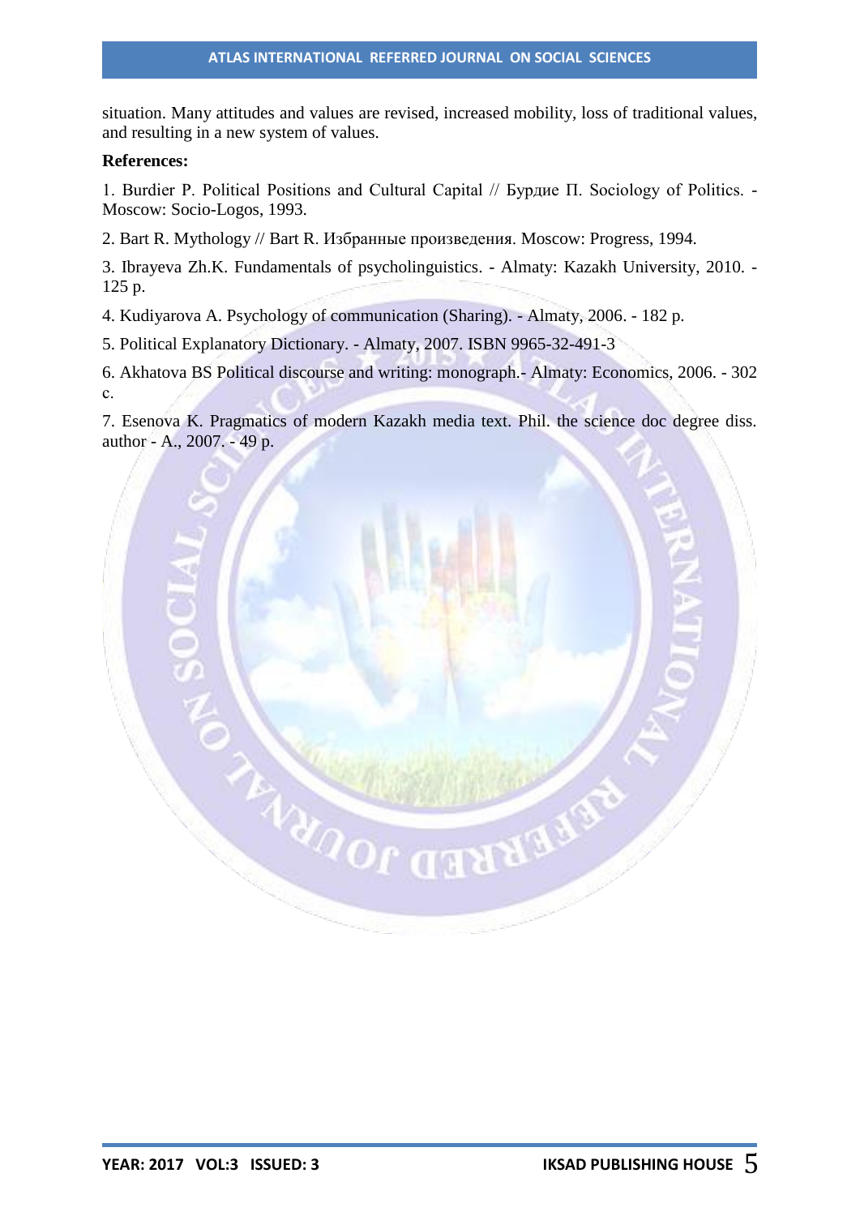situation. Many attitudes and values are revised, increased mobility, loss of traditional values, and resulting in a new system of values.

**References:**

1. Burdier P. Political Positions and Cultural Capital // Бурдие П. Sociology of Politics. - Moscow: Socio-Logos, 1993.

2. Bart R. Mythology // Bart R. Избранные произведения. Moscow: Progress, 1994.

3. Ibrayeva Zh.K. Fundamentals of psycholinguistics. - Almaty: Kazakh University, 2010. - 125 p.

4. Kudiyarova A. Psychology of communication (Sharing). - Almaty, 2006. - 182 p.

5. Political Explanatory Dictionary. - Almaty, 2007. ISBN 9965-32-491-3

6. Akhatova BS Political discourse and writing: monograph.- Almaty: Economics, 2006. - 302 c.

7. Esenova K. Pragmatics of modern Kazakh media text. Phil. the science doc degree diss. author - A., 2007. - 49 p.